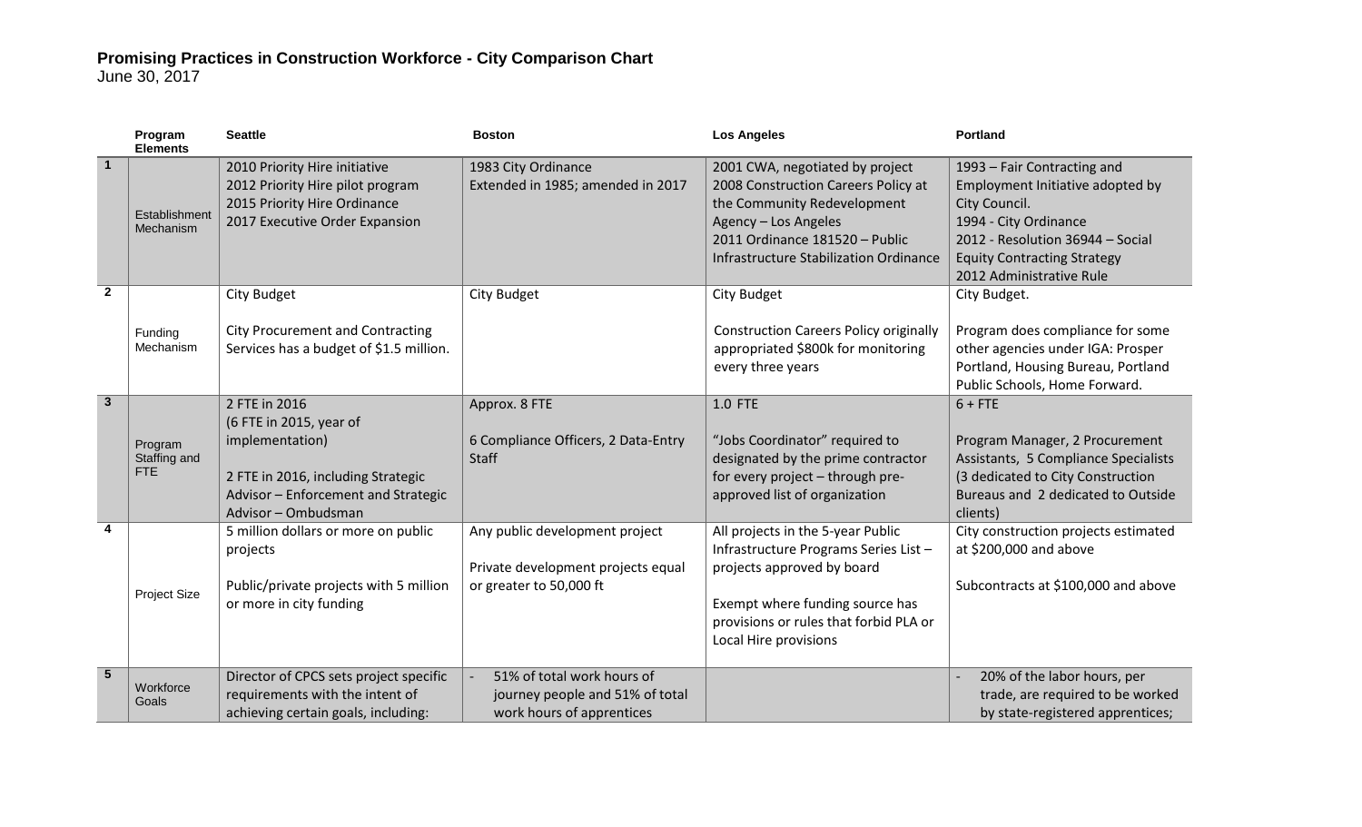**Promising Practices in Construction Workforce - City Comparison Chart**
June 30, 2017

| | Program Elements | Seattle | Boston | Los Angeles | Portland |
|---|---|---|---|---|---|
| 1 | Establishment Mechanism | 2010 Priority Hire initiative<br>2012 Priority Hire pilot program<br>2015 Priority Hire Ordinance<br>2017 Executive Order Expansion | 1983 City Ordinance<br>Extended in 1985; amended in 2017 | 2001 CWA, negotiated by project<br>2008 Construction Careers Policy at the Community Redevelopment Agency – Los Angeles<br>2011 Ordinance 181520 – Public Infrastructure Stabilization Ordinance | 1993 – Fair Contracting and Employment Initiative adopted by City Council.<br>1994 - City Ordinance<br>2012 - Resolution 36944 – Social Equity Contracting Strategy<br>2012 Administrative Rule |
| 2 | Funding Mechanism | City Budget<br><br>City Procurement and Contracting Services has a budget of $1.5 million. | City Budget | City Budget<br><br>Construction Careers Policy originally appropriated $800k for monitoring every three years | City Budget.<br><br>Program does compliance for some other agencies under IGA: Prosper Portland, Housing Bureau, Portland Public Schools, Home Forward. |
| 3 | Program Staffing and FTE | 2 FTE in 2016<br>(6 FTE in 2015, year of implementation)<br><br>2 FTE in 2016, including Strategic Advisor – Enforcement and Strategic Advisor – Ombudsman | Approx. 8 FTE<br><br>6 Compliance Officers, 2 Data-Entry Staff | 1.0 FTE<br><br>"Jobs Coordinator" required to designated by the prime contractor for every project – through pre-approved list of organization | 6 + FTE<br><br>Program Manager, 2 Procurement Assistants, 5 Compliance Specialists (3 dedicated to City Construction Bureaus and 2 dedicated to Outside clients) |
| 4 | Project Size | 5 million dollars or more on public projects<br><br>Public/private projects with 5 million or more in city funding | Any public development project<br><br>Private development projects equal or greater to 50,000 ft | All projects in the 5-year Public Infrastructure Programs Series List – projects approved by board<br><br>Exempt where funding source has provisions or rules that forbid PLA or Local Hire provisions | City construction projects estimated at $200,000 and above<br><br>Subcontracts at $100,000 and above |
| 5 | Workforce Goals | Director of CPCS sets project specific requirements with the intent of achieving certain goals, including: | - 51% of total work hours of journey people and 51% of total work hours of apprentices | | - 20% of the labor hours, per trade, are required to be worked by state-registered apprentices; |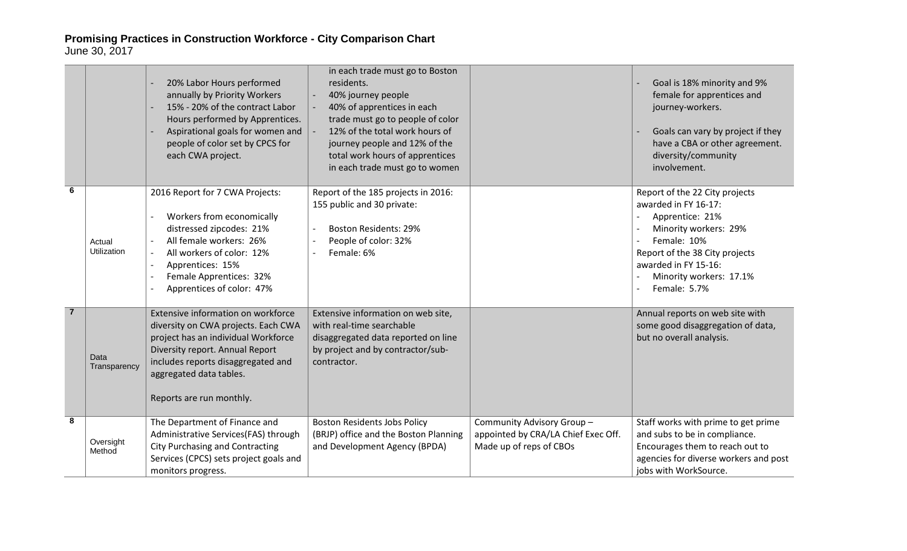**Promising Practices in Construction Workforce - City Comparison Chart**
June 30, 2017

| | | | | | |
|---|---|---|---|---|---|
| | | - 20% Labor Hours performed annually by Priority Workers<br>- 15% - 20% of the contract Labor Hours performed by Apprentices.<br>- Aspirational goals for women and people of color set by CPCS for each CWA project. | in each trade must go to Boston residents.<br>- 40% journey people<br>- 40% of apprentices in each trade must go to people of color<br>- 12% of the total work hours of journey people and 12% of the total work hours of apprentices in each trade must go to women | | - Goal is 18% minority and 9% female for apprentices and journey-workers.<br>- Goals can vary by project if they have a CBA or other agreement. diversity/community involvement. |
| 6 | Actual Utilization | 2016 Report for 7 CWA Projects:<br>- Workers from economically distressed zipcodes: 21%<br>- All female workers: 26%<br>- All workers of color: 12%<br>- Apprentices: 15%<br>- Female Apprentices: 32%<br>- Apprentices of color: 47% | Report of the 185 projects in 2016: 155 public and 30 private:<br>- Boston Residents: 29%<br>- People of color: 32%<br>- Female: 6% | | Report of the 22 City projects awarded in FY 16-17:<br>- Apprentice: 21%<br>- Minority workers: 29%<br>- Female: 10%<br>Report of the 38 City projects awarded in FY 15-16:<br>- Minority workers: 17.1%<br>- Female: 5.7% |
| 7 | Data Transparency | Extensive information on workforce diversity on CWA projects. Each CWA project has an individual Workforce Diversity report. Annual Report includes reports disaggregated and aggregated data tables.<br><br>Reports are run monthly. | Extensive information on web site, with real-time searchable disaggregated data reported on line by project and by contractor/sub-contractor. | | Annual reports on web site with some good disaggregation of data, but no overall analysis. |
| 8 | Oversight Method | The Department of Finance and Administrative Services(FAS) through City Purchasing and Contracting Services (CPCS) sets project goals and monitors progress. | Boston Residents Jobs Policy (BRJP) office and the Boston Planning and Development Agency (BPDA) | Community Advisory Group – appointed by CRA/LA Chief Exec Off. Made up of reps of CBOs | Staff works with prime to get prime and subs to be in compliance. Encourages them to reach out to agencies for diverse workers and post jobs with WorkSource. |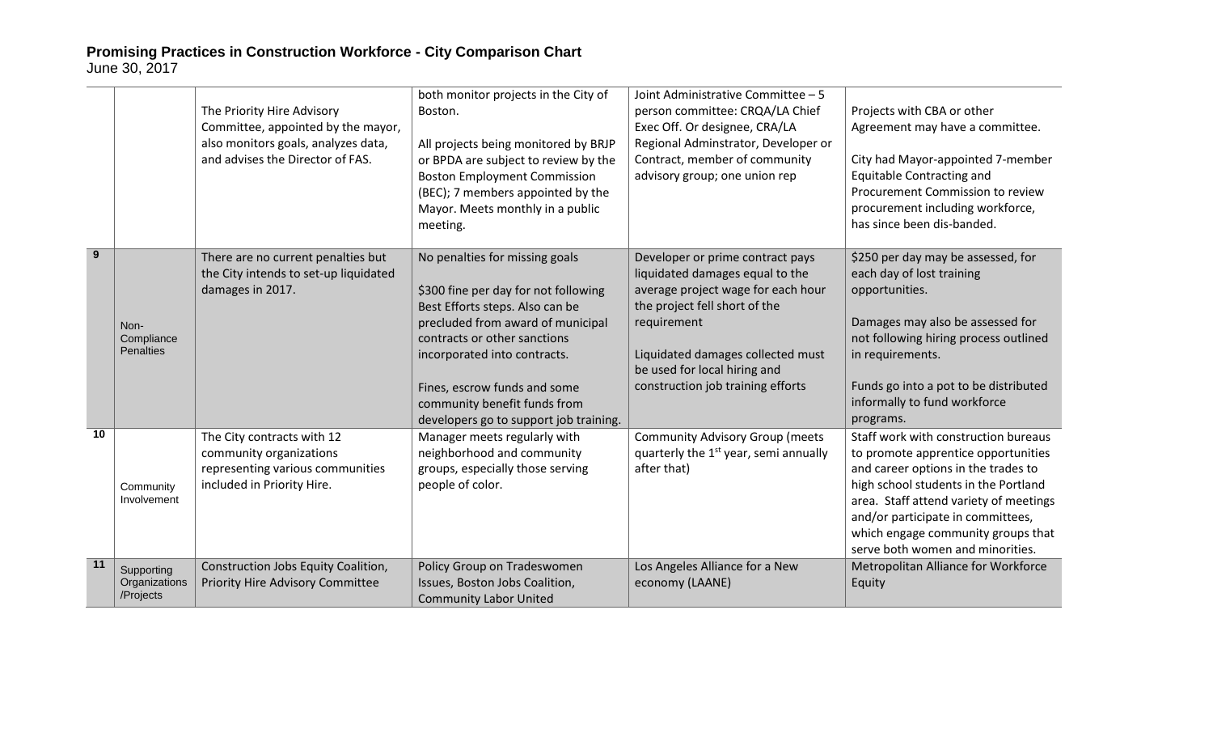# Promising Practices in Construction Workforce - City Comparison Chart

June 30, 2017

| | | | | | |
|---|---|---|---|---|---|
| | | The Priority Hire Advisory Committee, appointed by the mayor, also monitors goals, analyzes data, and advises the Director of FAS. | both monitor projects in the City of Boston.<br><br>All projects being monitored by BRJP or BPDA are subject to review by the Boston Employment Commission (BEC); 7 members appointed by the Mayor. Meets monthly in a public meeting. | Joint Administrative Committee – 5 person committee: CRQA/LA Chief Exec Off. Or designee, CRA/LA Regional Adminstrator, Developer or Contract, member of community advisory group; one union rep | Projects with CBA or other Agreement may have a committee.<br><br>City had Mayor-appointed 7-member Equitable Contracting and Procurement Commission to review procurement including workforce, has since been dis-banded. |
| 9 | Non-Compliance Penalties | There are no current penalties but the City intends to set-up liquidated damages in 2017. | No penalties for missing goals<br><br>$300 fine per day for not following Best Efforts steps. Also can be precluded from award of municipal contracts or other sanctions incorporated into contracts.<br><br>Fines, escrow funds and some community benefit funds from developers go to support job training. | Developer or prime contract pays liquidated damages equal to the average project wage for each hour the project fell short of the requirement<br><br>Liquidated damages collected must be used for local hiring and construction job training efforts | $250 per day may be assessed, for each day of lost training opportunities.<br><br>Damages may also be assessed for not following hiring process outlined in requirements.<br><br>Funds go into a pot to be distributed informally to fund workforce programs. |
| 10 | Community Involvement | The City contracts with 12 community organizations representing various communities included in Priority Hire. | Manager meets regularly with neighborhood and community groups, especially those serving people of color. | Community Advisory Group (meets quarterly the 1st year, semi annually after that) | Staff work with construction bureaus to promote apprentice opportunities and career options in the trades to high school students in the Portland area. Staff attend variety of meetings and/or participate in committees, which engage community groups that serve both women and minorities. |
| 11 | Supporting Organizations /Projects | Construction Jobs Equity Coalition, Priority Hire Advisory Committee | Policy Group on Tradeswomen Issues, Boston Jobs Coalition, Community Labor United | Los Angeles Alliance for a New economy (LAANE) | Metropolitan Alliance for Workforce Equity |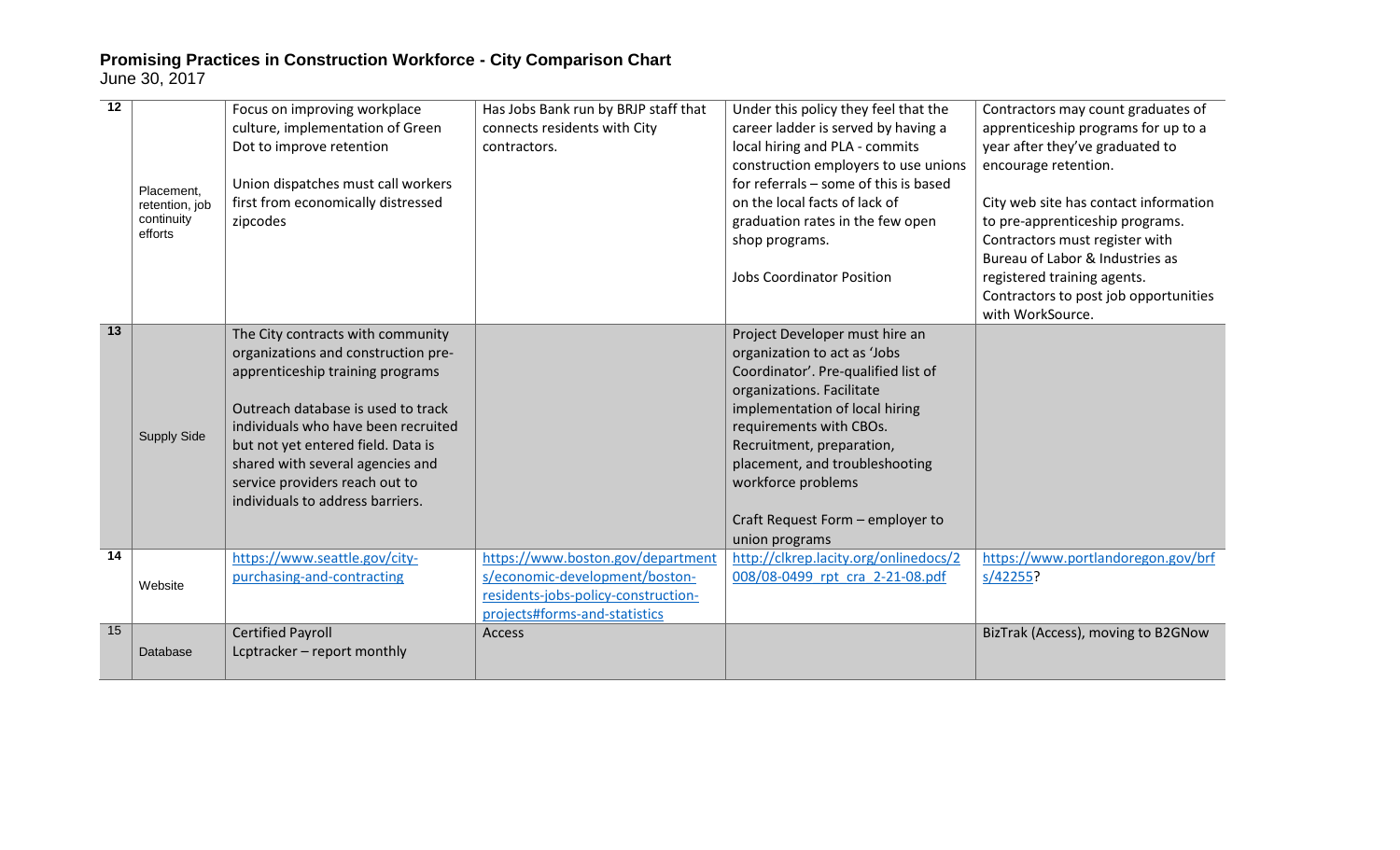# Promising Practices in Construction Workforce - City Comparison Chart

June 30, 2017

| | | | | | |
|---|---|---|---|---|---|
| 12 | Placement, retention, job continuity efforts | Focus on improving workplace culture, implementation of Green Dot to improve retention<br><br>Union dispatches must call workers first from economically distressed zipcodes | Has Jobs Bank run by BRJP staff that connects residents with City contractors. | Under this policy they feel that the career ladder is served by having a local hiring and PLA - commits construction employers to use unions for referrals – some of this is based on the local facts of lack of graduation rates in the few open shop programs.<br><br>Jobs Coordinator Position | Contractors may count graduates of apprenticeship programs for up to a year after they've graduated to encourage retention.<br><br>City web site has contact information to pre-apprenticeship programs. Contractors must register with Bureau of Labor & Industries as registered training agents. Contractors to post job opportunities with WorkSource. |
| 13 | Supply Side | The City contracts with community organizations and construction pre-apprenticeship training programs<br><br>Outreach database is used to track individuals who have been recruited but not yet entered field. Data is shared with several agencies and service providers reach out to individuals to address barriers. | | Project Developer must hire an organization to act as 'Jobs Coordinator'. Pre-qualified list of organizations. Facilitate implementation of local hiring requirements with CBOs. Recruitment, preparation, placement, and troubleshooting workforce problems<br><br>Craft Request Form – employer to union programs | |
| 14 | Website | https://www.seattle.gov/city-purchasing-and-contracting | https://www.boston.gov/departments/economic-development/boston-residents-jobs-policy-construction-projects#forms-and-statistics | http://clkrep.lacity.org/onlinedocs/2008/08-0499_rpt_cra_2-21-08.pdf | https://www.portlandoregon.gov/brfs/42255? |
| 15 | Database | Certified Payroll<br>Lcptracker – report monthly | Access | | BizTrak (Access), moving to B2GNow |